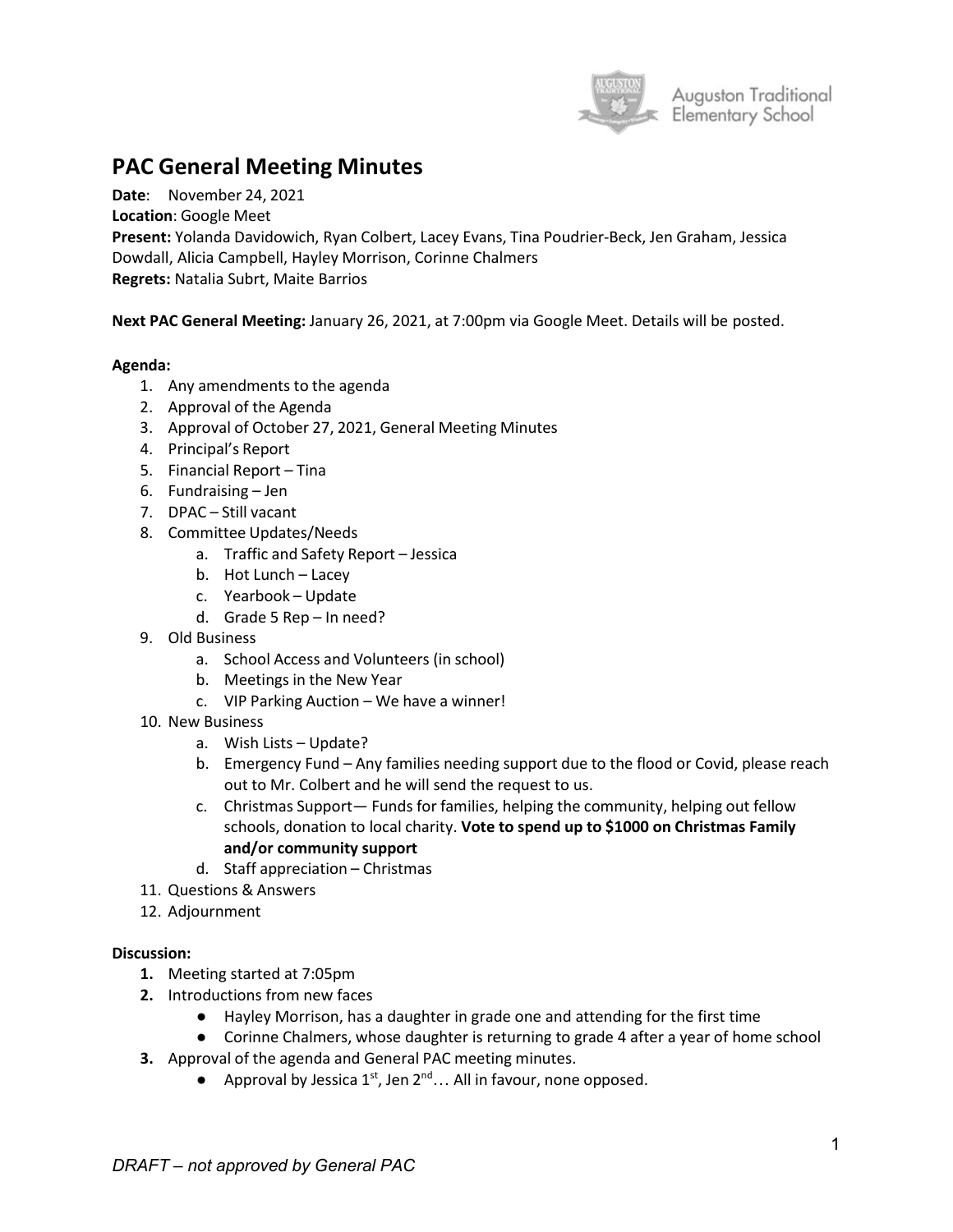Auguston Traditional Elementary School

# PAC General Meeting Minutes

**Date**: November 24, 2021
**Location**: Google Meet
**Present:** Yolanda Davidowich, Ryan Colbert, Lacey Evans, Tina Poudrier-Beck, Jen Graham, Jessica Dowdall, Alicia Campbell, Hayley Morrison, Corinne Chalmers
**Regrets:** Natalia Subrt, Maite Barrios

**Next PAC General Meeting:** January 26, 2021, at 7:00pm via Google Meet. Details will be posted.

**Agenda:**

1. Any amendments to the agenda
2. Approval of the Agenda
3. Approval of October 27, 2021, General Meeting Minutes
4. Principal's Report
5. Financial Report – Tina
6. Fundraising – Jen
7. DPAC – Still vacant
8. Committee Updates/Needs
   a. Traffic and Safety Report – Jessica
   b. Hot Lunch – Lacey
   c. Yearbook – Update
   d. Grade 5 Rep – In need?
9. Old Business
   a. School Access and Volunteers (in school)
   b. Meetings in the New Year
   c. VIP Parking Auction – We have a winner!
10. New Business
    a. Wish Lists – Update?
    b. Emergency Fund – Any families needing support due to the flood or Covid, please reach out to Mr. Colbert and he will send the request to us.
    c. Christmas Support— Funds for families, helping the community, helping out fellow schools, donation to local charity. **Vote to spend up to $1000 on Christmas Family and/or community support**
    d. Staff appreciation – Christmas
11. Questions & Answers
12. Adjournment

**Discussion:**

1. Meeting started at 7:05pm
2. Introductions from new faces
   - Hayley Morrison, has a daughter in grade one and attending for the first time
   - Corinne Chalmers, whose daughter is returning to grade 4 after a year of home school
3. Approval of the agenda and General PAC meeting minutes.
   - Approval by Jessica 1st, Jen 2nd… All in favour, none opposed.

*DRAFT – not approved by General PAC*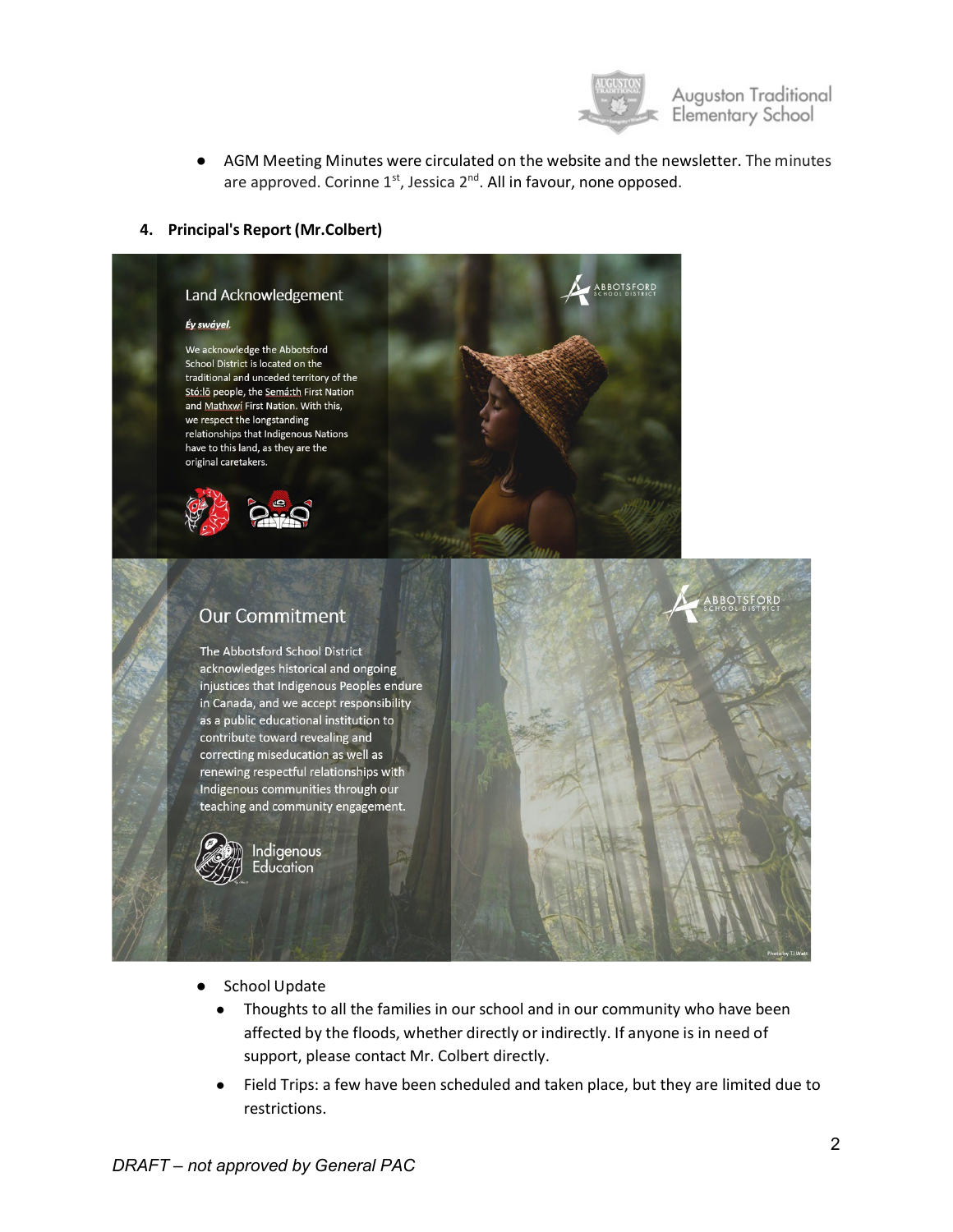- AGM Meeting Minutes were circulated on the website and the newsletter. The minutes are approved. Corinne 1st, Jessica 2nd. All in favour, none opposed.

**4. Principal's Report (Mr.Colbert)**

Land Acknowledgement

*Éy swáyel.*

We acknowledge the Abbotsford School District is located on the traditional and unceded territory of the Stó:lō people, the Semá:th First Nation and Mathxwi First Nation. With this, we respect the longstanding relationships that Indigenous Nations have to this land, as they are the original caretakers.

Our Commitment

The Abbotsford School District acknowledges historical and ongoing injustices that Indigenous Peoples endure in Canada, and we accept responsibility as a public educational institution to contribute toward revealing and correcting miseducation as well as renewing respectful relationships with Indigenous communities through our teaching and community engagement.

Indigenous Education

- School Update
  - Thoughts to all the families in our school and in our community who have been affected by the floods, whether directly or indirectly. If anyone is in need of support, please contact Mr. Colbert directly.
  - Field Trips: a few have been scheduled and taken place, but they are limited due to restrictions.

*DRAFT – not approved by General PAC*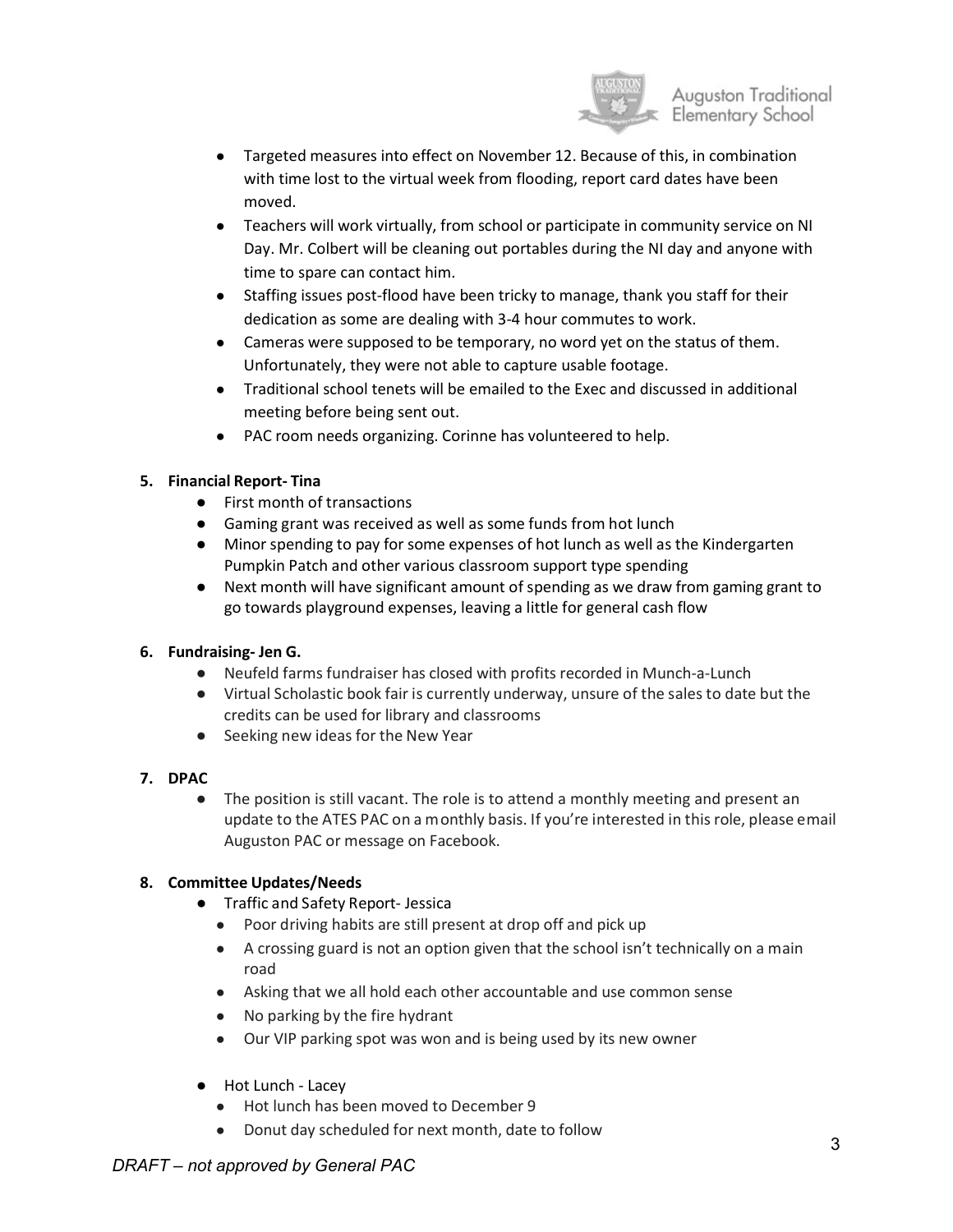- Targeted measures into effect on November 12. Because of this, in combination with time lost to the virtual week from flooding, report card dates have been moved.
- Teachers will work virtually, from school or participate in community service on NI Day. Mr. Colbert will be cleaning out portables during the NI day and anyone with time to spare can contact him.
- Staffing issues post-flood have been tricky to manage, thank you staff for their dedication as some are dealing with 3-4 hour commutes to work.
- Cameras were supposed to be temporary, no word yet on the status of them. Unfortunately, they were not able to capture usable footage.
- Traditional school tenets will be emailed to the Exec and discussed in additional meeting before being sent out.
- PAC room needs organizing. Corinne has volunteered to help.

**5. Financial Report- Tina**

- First month of transactions
- Gaming grant was received as well as some funds from hot lunch
- Minor spending to pay for some expenses of hot lunch as well as the Kindergarten Pumpkin Patch and other various classroom support type spending
- Next month will have significant amount of spending as we draw from gaming grant to go towards playground expenses, leaving a little for general cash flow

**6. Fundraising- Jen G.**

- Neufeld farms fundraiser has closed with profits recorded in Munch-a-Lunch
- Virtual Scholastic book fair is currently underway, unsure of the sales to date but the credits can be used for library and classrooms
- Seeking new ideas for the New Year

**7. DPAC**

- The position is still vacant. The role is to attend a monthly meeting and present an update to the ATES PAC on a monthly basis. If you're interested in this role, please email Auguston PAC or message on Facebook.

**8. Committee Updates/Needs**

- Traffic and Safety Report- Jessica
  - Poor driving habits are still present at drop off and pick up
  - A crossing guard is not an option given that the school isn't technically on a main road
  - Asking that we all hold each other accountable and use common sense
  - No parking by the fire hydrant
  - Our VIP parking spot was won and is being used by its new owner

- Hot Lunch - Lacey
  - Hot lunch has been moved to December 9
  - Donut day scheduled for next month, date to follow

*DRAFT – not approved by General PAC*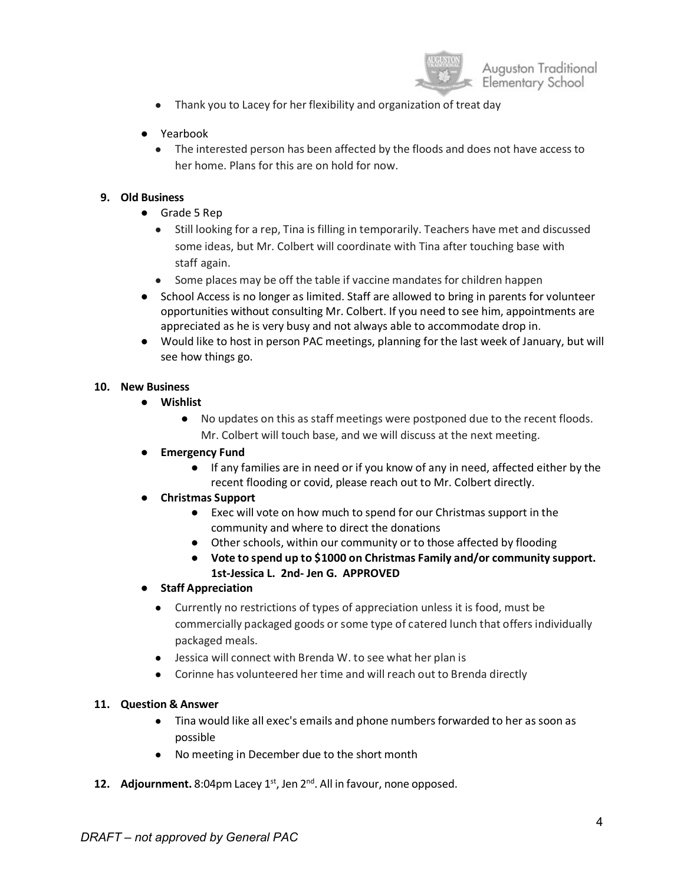- Thank you to Lacey for her flexibility and organization of treat day

- Yearbook
  - The interested person has been affected by the floods and does not have access to her home. Plans for this are on hold for now.

**9. Old Business**

- Grade 5 Rep
  - Still looking for a rep, Tina is filling in temporarily. Teachers have met and discussed some ideas, but Mr. Colbert will coordinate with Tina after touching base with staff again.
  - Some places may be off the table if vaccine mandates for children happen
- School Access is no longer as limited. Staff are allowed to bring in parents for volunteer opportunities without consulting Mr. Colbert. If you need to see him, appointments are appreciated as he is very busy and not always able to accommodate drop in.
- Would like to host in person PAC meetings, planning for the last week of January, but will see how things go.

**10. New Business**

- **Wishlist**
  - No updates on this as staff meetings were postponed due to the recent floods. Mr. Colbert will touch base, and we will discuss at the next meeting.
- **Emergency Fund**
  - If any families are in need or if you know of any in need, affected either by the recent flooding or covid, please reach out to Mr. Colbert directly.
- **Christmas Support**
  - Exec will vote on how much to spend for our Christmas support in the community and where to direct the donations
  - Other schools, within our community or to those affected by flooding
  - **Vote to spend up to $1000 on Christmas Family and/or community support. 1st-Jessica L. 2nd- Jen G. APPROVED**
- **Staff Appreciation**
  - Currently no restrictions of types of appreciation unless it is food, must be commercially packaged goods or some type of catered lunch that offers individually packaged meals.
  - Jessica will connect with Brenda W. to see what her plan is
  - Corinne has volunteered her time and will reach out to Brenda directly

**11. Question & Answer**

- Tina would like all exec's emails and phone numbers forwarded to her as soon as possible
- No meeting in December due to the short month

**12. Adjournment.** 8:04pm Lacey 1st, Jen 2nd. All in favour, none opposed.

*DRAFT – not approved by General PAC*